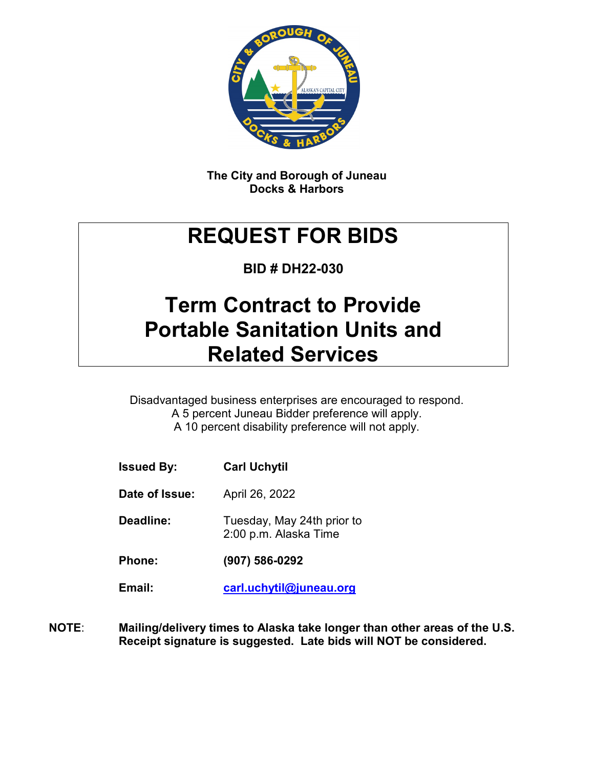**The City and Borough of Juneau**
**Docks & Harbors**

# REQUEST FOR BIDS

**BID # DH22-030**

# Term Contract to Provide Portable Sanitation Units and Related Services

Disadvantaged business enterprises are encouraged to respond.
A 5 percent Juneau Bidder preference will apply.
A 10 percent disability preference will not apply.

**Issued By:** **Carl Uchytil**

**Date of Issue:** April 26, 2022

**Deadline:** Tuesday, May 24th prior to 2:00 p.m. Alaska Time

**Phone:** **(907) 586-0292**

**Email:** **carl.uchytil@juneau.org**

**NOTE**: **Mailing/delivery times to Alaska take longer than other areas of the U.S. Receipt signature is suggested. Late bids will NOT be considered.**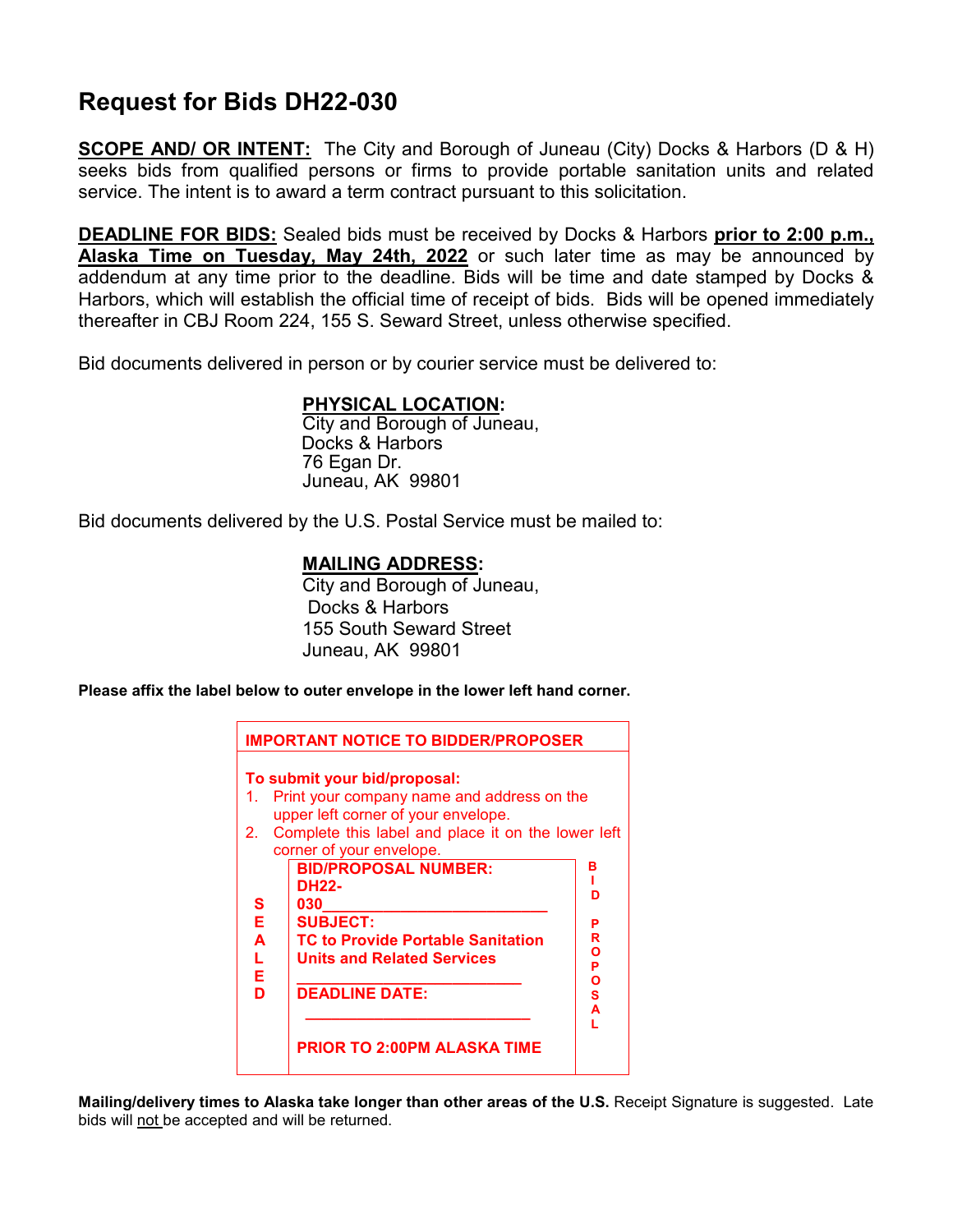# Request for Bids DH22-030

**SCOPE AND/ OR INTENT:** The City and Borough of Juneau (City) Docks & Harbors (D & H) seeks bids from qualified persons or firms to provide portable sanitation units and related service. The intent is to award a term contract pursuant to this solicitation.

**DEADLINE FOR BIDS:** Sealed bids must be received by Docks & Harbors **prior to 2:00 p.m., Alaska Time on Tuesday, May 24th, 2022** or such later time as may be announced by addendum at any time prior to the deadline. Bids will be time and date stamped by Docks & Harbors, which will establish the official time of receipt of bids. Bids will be opened immediately thereafter in CBJ Room 224, 155 S. Seward Street, unless otherwise specified.

Bid documents delivered in person or by courier service must be delivered to:

**PHYSICAL LOCATION:**
City and Borough of Juneau,
Docks & Harbors
76 Egan Dr.
Juneau, AK 99801

Bid documents delivered by the U.S. Postal Service must be mailed to:

**MAILING ADDRESS:**
City and Borough of Juneau,
Docks & Harbors
155 South Seward Street
Juneau, AK 99801

**Please affix the label below to outer envelope in the lower left hand corner.**

**IMPORTANT NOTICE TO BIDDER/PROPOSER**

**To submit your bid/proposal:**

1. Print your company name and address on the upper left corner of your envelope.
2. Complete this label and place it on the lower left corner of your envelope.

SEALED — BID PROPOSAL

**BID/PROPOSAL NUMBER:**
**DH22-030**___________________________

**SUBJECT:**
**TC to Provide Portable Sanitation Units and Related Services**
___________________________

**DEADLINE DATE:**
___________________________

**PRIOR TO 2:00PM ALASKA TIME**

**Mailing/delivery times to Alaska take longer than other areas of the U.S.** Receipt Signature is suggested. Late bids will not be accepted and will be returned.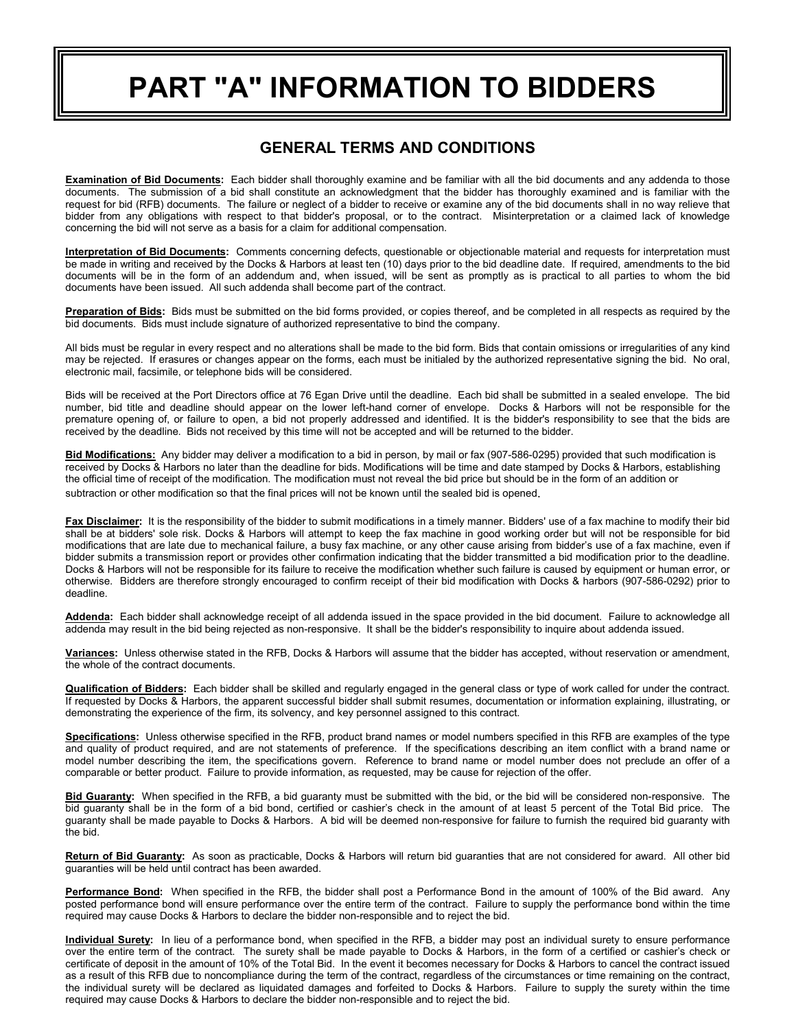# PART "A" INFORMATION TO BIDDERS

## GENERAL TERMS AND CONDITIONS

**Examination of Bid Documents:** Each bidder shall thoroughly examine and be familiar with all the bid documents and any addenda to those documents. The submission of a bid shall constitute an acknowledgment that the bidder has thoroughly examined and is familiar with the request for bid (RFB) documents. The failure or neglect of a bidder to receive or examine any of the bid documents shall in no way relieve that bidder from any obligations with respect to that bidder's proposal, or to the contract. Misinterpretation or a claimed lack of knowledge concerning the bid will not serve as a basis for a claim for additional compensation.

**Interpretation of Bid Documents:** Comments concerning defects, questionable or objectionable material and requests for interpretation must be made in writing and received by the Docks & Harbors at least ten (10) days prior to the bid deadline date. If required, amendments to the bid documents will be in the form of an addendum and, when issued, will be sent as promptly as is practical to all parties to whom the bid documents have been issued. All such addenda shall become part of the contract.

**Preparation of Bids:** Bids must be submitted on the bid forms provided, or copies thereof, and be completed in all respects as required by the bid documents. Bids must include signature of authorized representative to bind the company.

All bids must be regular in every respect and no alterations shall be made to the bid form. Bids that contain omissions or irregularities of any kind may be rejected. If erasures or changes appear on the forms, each must be initialed by the authorized representative signing the bid. No oral, electronic mail, facsimile, or telephone bids will be considered.

Bids will be received at the Port Directors office at 76 Egan Drive until the deadline. Each bid shall be submitted in a sealed envelope. The bid number, bid title and deadline should appear on the lower left-hand corner of envelope. Docks & Harbors will not be responsible for the premature opening of, or failure to open, a bid not properly addressed and identified. It is the bidder's responsibility to see that the bids are received by the deadline. Bids not received by this time will not be accepted and will be returned to the bidder.

**Bid Modifications:** Any bidder may deliver a modification to a bid in person, by mail or fax (907-586-0295) provided that such modification is received by Docks & Harbors no later than the deadline for bids. Modifications will be time and date stamped by Docks & Harbors, establishing the official time of receipt of the modification. The modification must not reveal the bid price but should be in the form of an addition or subtraction or other modification so that the final prices will not be known until the sealed bid is opened.

**Fax Disclaimer:** It is the responsibility of the bidder to submit modifications in a timely manner. Bidders' use of a fax machine to modify their bid shall be at bidders' sole risk. Docks & Harbors will attempt to keep the fax machine in good working order but will not be responsible for bid modifications that are late due to mechanical failure, a busy fax machine, or any other cause arising from bidder's use of a fax machine, even if bidder submits a transmission report or provides other confirmation indicating that the bidder transmitted a bid modification prior to the deadline. Docks & Harbors will not be responsible for its failure to receive the modification whether such failure is caused by equipment or human error, or otherwise. Bidders are therefore strongly encouraged to confirm receipt of their bid modification with Docks & harbors (907-586-0292) prior to deadline.

**Addenda:** Each bidder shall acknowledge receipt of all addenda issued in the space provided in the bid document. Failure to acknowledge all addenda may result in the bid being rejected as non-responsive. It shall be the bidder's responsibility to inquire about addenda issued.

**Variances:** Unless otherwise stated in the RFB, Docks & Harbors will assume that the bidder has accepted, without reservation or amendment, the whole of the contract documents.

**Qualification of Bidders:** Each bidder shall be skilled and regularly engaged in the general class or type of work called for under the contract. If requested by Docks & Harbors, the apparent successful bidder shall submit resumes, documentation or information explaining, illustrating, or demonstrating the experience of the firm, its solvency, and key personnel assigned to this contract.

**Specifications:** Unless otherwise specified in the RFB, product brand names or model numbers specified in this RFB are examples of the type and quality of product required, and are not statements of preference. If the specifications describing an item conflict with a brand name or model number describing the item, the specifications govern. Reference to brand name or model number does not preclude an offer of a comparable or better product. Failure to provide information, as requested, may be cause for rejection of the offer.

**Bid Guaranty:** When specified in the RFB, a bid guaranty must be submitted with the bid, or the bid will be considered non-responsive. The bid guaranty shall be in the form of a bid bond, certified or cashier's check in the amount of at least 5 percent of the Total Bid price. The guaranty shall be made payable to Docks & Harbors. A bid will be deemed non-responsive for failure to furnish the required bid guaranty with the bid.

**Return of Bid Guaranty:** As soon as practicable, Docks & Harbors will return bid guaranties that are not considered for award. All other bid guaranties will be held until contract has been awarded.

**Performance Bond:** When specified in the RFB, the bidder shall post a Performance Bond in the amount of 100% of the Bid award. Any posted performance bond will ensure performance over the entire term of the contract. Failure to supply the performance bond within the time required may cause Docks & Harbors to declare the bidder non-responsible and to reject the bid.

**Individual Surety:** In lieu of a performance bond, when specified in the RFB, a bidder may post an individual surety to ensure performance over the entire term of the contract. The surety shall be made payable to Docks & Harbors, in the form of a certified or cashier's check or certificate of deposit in the amount of 10% of the Total Bid. In the event it becomes necessary for Docks & Harbors to cancel the contract issued as a result of this RFB due to noncompliance during the term of the contract, regardless of the circumstances or time remaining on the contract, the individual surety will be declared as liquidated damages and forfeited to Docks & Harbors. Failure to supply the surety within the time required may cause Docks & Harbors to declare the bidder non-responsible and to reject the bid.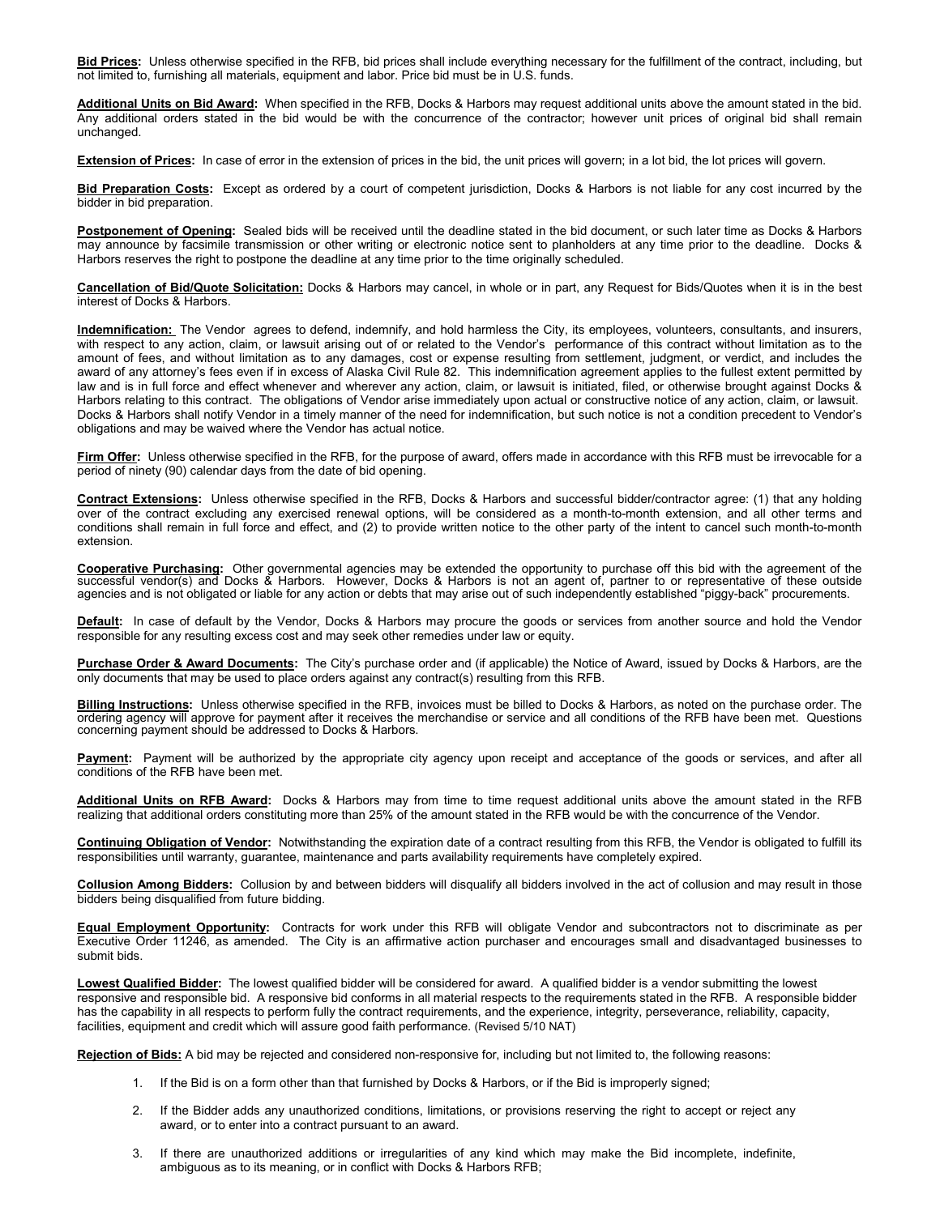**Bid Prices:** Unless otherwise specified in the RFB, bid prices shall include everything necessary for the fulfillment of the contract, including, but not limited to, furnishing all materials, equipment and labor. Price bid must be in U.S. funds.

**Additional Units on Bid Award:** When specified in the RFB, Docks & Harbors may request additional units above the amount stated in the bid. Any additional orders stated in the bid would be with the concurrence of the contractor; however unit prices of original bid shall remain unchanged.

**Extension of Prices:** In case of error in the extension of prices in the bid, the unit prices will govern; in a lot bid, the lot prices will govern.

**Bid Preparation Costs:** Except as ordered by a court of competent jurisdiction, Docks & Harbors is not liable for any cost incurred by the bidder in bid preparation.

**Postponement of Opening:** Sealed bids will be received until the deadline stated in the bid document, or such later time as Docks & Harbors may announce by facsimile transmission or other writing or electronic notice sent to planholders at any time prior to the deadline. Docks & Harbors reserves the right to postpone the deadline at any time prior to the time originally scheduled.

**Cancellation of Bid/Quote Solicitation:** Docks & Harbors may cancel, in whole or in part, any Request for Bids/Quotes when it is in the best interest of Docks & Harbors.

**Indemnification:** The Vendor agrees to defend, indemnify, and hold harmless the City, its employees, volunteers, consultants, and insurers, with respect to any action, claim, or lawsuit arising out of or related to the Vendor's performance of this contract without limitation as to the amount of fees, and without limitation as to any damages, cost or expense resulting from settlement, judgment, or verdict, and includes the award of any attorney's fees even if in excess of Alaska Civil Rule 82. This indemnification agreement applies to the fullest extent permitted by law and is in full force and effect whenever and wherever any action, claim, or lawsuit is initiated, filed, or otherwise brought against Docks & Harbors relating to this contract. The obligations of Vendor arise immediately upon actual or constructive notice of any action, claim, or lawsuit. Docks & Harbors shall notify Vendor in a timely manner of the need for indemnification, but such notice is not a condition precedent to Vendor's obligations and may be waived where the Vendor has actual notice.

**Firm Offer:** Unless otherwise specified in the RFB, for the purpose of award, offers made in accordance with this RFB must be irrevocable for a period of ninety (90) calendar days from the date of bid opening.

**Contract Extensions:** Unless otherwise specified in the RFB, Docks & Harbors and successful bidder/contractor agree: (1) that any holding over of the contract excluding any exercised renewal options, will be considered as a month-to-month extension, and all other terms and conditions shall remain in full force and effect, and (2) to provide written notice to the other party of the intent to cancel such month-to-month extension.

**Cooperative Purchasing:** Other governmental agencies may be extended the opportunity to purchase off this bid with the agreement of the successful vendor(s) and Docks & Harbors. However, Docks & Harbors is not an agent of, partner to or representative of these outside agencies and is not obligated or liable for any action or debts that may arise out of such independently established "piggy-back" procurements.

**Default:** In case of default by the Vendor, Docks & Harbors may procure the goods or services from another source and hold the Vendor responsible for any resulting excess cost and may seek other remedies under law or equity.

**Purchase Order & Award Documents:** The City's purchase order and (if applicable) the Notice of Award, issued by Docks & Harbors, are the only documents that may be used to place orders against any contract(s) resulting from this RFB.

**Billing Instructions:** Unless otherwise specified in the RFB, invoices must be billed to Docks & Harbors, as noted on the purchase order. The ordering agency will approve for payment after it receives the merchandise or service and all conditions of the RFB have been met. Questions concerning payment should be addressed to Docks & Harbors.

**Payment:** Payment will be authorized by the appropriate city agency upon receipt and acceptance of the goods or services, and after all conditions of the RFB have been met.

**Additional Units on RFB Award:** Docks & Harbors may from time to time request additional units above the amount stated in the RFB realizing that additional orders constituting more than 25% of the amount stated in the RFB would be with the concurrence of the Vendor.

**Continuing Obligation of Vendor:** Notwithstanding the expiration date of a contract resulting from this RFB, the Vendor is obligated to fulfill its responsibilities until warranty, guarantee, maintenance and parts availability requirements have completely expired.

**Collusion Among Bidders:** Collusion by and between bidders will disqualify all bidders involved in the act of collusion and may result in those bidders being disqualified from future bidding.

**Equal Employment Opportunity:** Contracts for work under this RFB will obligate Vendor and subcontractors not to discriminate as per Executive Order 11246, as amended. The City is an affirmative action purchaser and encourages small and disadvantaged businesses to submit bids.

**Lowest Qualified Bidder:** The lowest qualified bidder will be considered for award. A qualified bidder is a vendor submitting the lowest responsive and responsible bid. A responsive bid conforms in all material respects to the requirements stated in the RFB. A responsible bidder has the capability in all respects to perform fully the contract requirements, and the experience, integrity, perseverance, reliability, capacity, facilities, equipment and credit which will assure good faith performance. (Revised 5/10 NAT)

**Rejection of Bids:** A bid may be rejected and considered non-responsive for, including but not limited to, the following reasons:

1. If the Bid is on a form other than that furnished by Docks & Harbors, or if the Bid is improperly signed;
2. If the Bidder adds any unauthorized conditions, limitations, or provisions reserving the right to accept or reject any award, or to enter into a contract pursuant to an award.
3. If there are unauthorized additions or irregularities of any kind which may make the Bid incomplete, indefinite, ambiguous as to its meaning, or in conflict with Docks & Harbors RFB;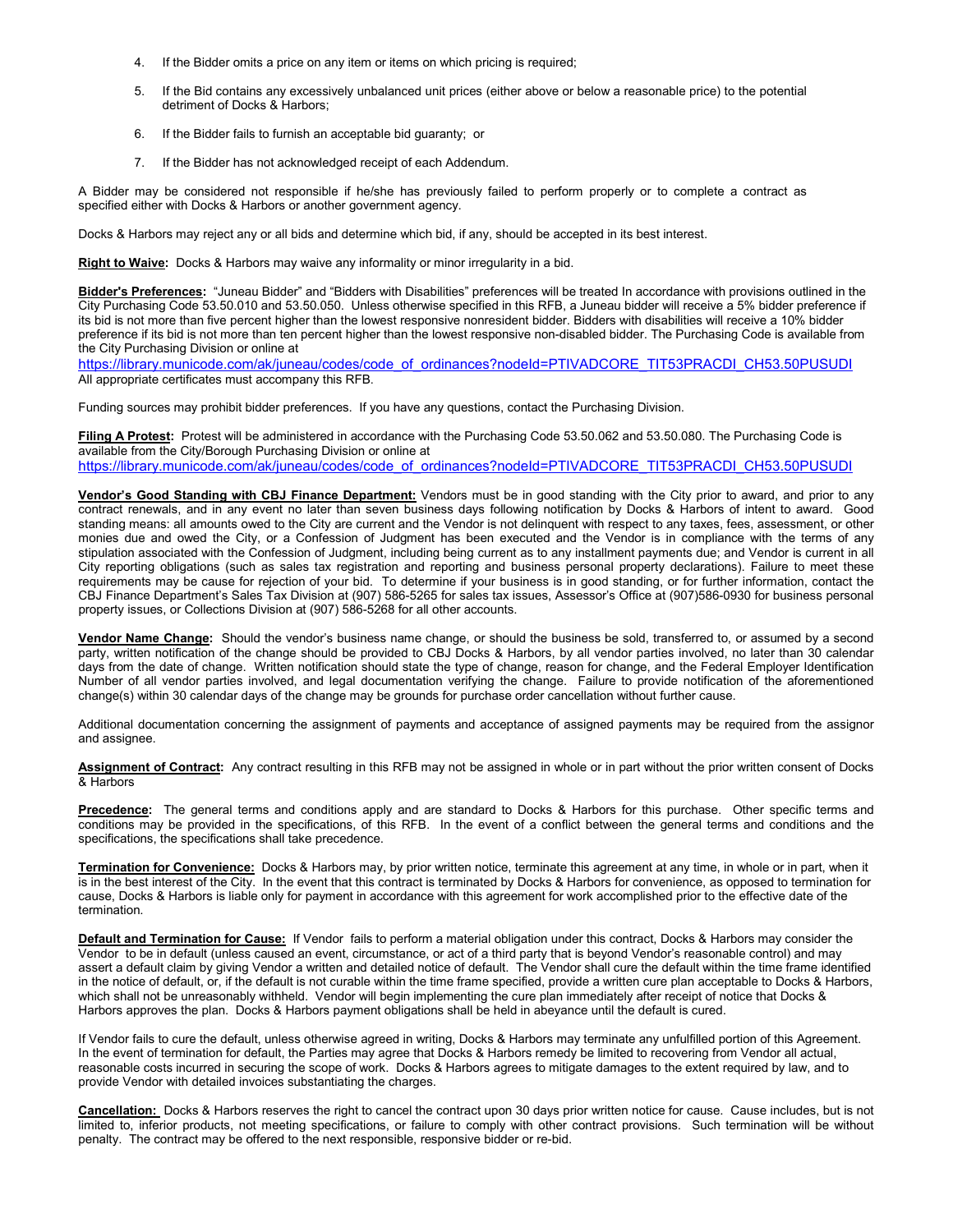4. If the Bidder omits a price on any item or items on which pricing is required;

5. If the Bid contains any excessively unbalanced unit prices (either above or below a reasonable price) to the potential detriment of Docks & Harbors;

6. If the Bidder fails to furnish an acceptable bid guaranty; or

7. If the Bidder has not acknowledged receipt of each Addendum.

A Bidder may be considered not responsible if he/she has previously failed to perform properly or to complete a contract as specified either with Docks & Harbors or another government agency.

Docks & Harbors may reject any or all bids and determine which bid, if any, should be accepted in its best interest.

**Right to Waive:** Docks & Harbors may waive any informality or minor irregularity in a bid.

**Bidder's Preferences:** "Juneau Bidder" and "Bidders with Disabilities" preferences will be treated In accordance with provisions outlined in the City Purchasing Code 53.50.010 and 53.50.050. Unless otherwise specified in this RFB, a Juneau bidder will receive a 5% bidder preference if its bid is not more than five percent higher than the lowest responsive nonresident bidder. Bidders with disabilities will receive a 10% bidder preference if its bid is not more than ten percent higher than the lowest responsive non-disabled bidder. The Purchasing Code is available from the City Purchasing Division or online at
https://library.municode.com/ak/juneau/codes/code_of_ordinances?nodeId=PTIVADCORE_TIT53PRACDI_CH53.50PUSUDI
All appropriate certificates must accompany this RFB.

Funding sources may prohibit bidder preferences. If you have any questions, contact the Purchasing Division.

**Filing A Protest:** Protest will be administered in accordance with the Purchasing Code 53.50.062 and 53.50.080. The Purchasing Code is available from the City/Borough Purchasing Division or online at
https://library.municode.com/ak/juneau/codes/code_of_ordinances?nodeId=PTIVADCORE_TIT53PRACDI_CH53.50PUSUDI

**Vendor's Good Standing with CBJ Finance Department:** Vendors must be in good standing with the City prior to award, and prior to any contract renewals, and in any event no later than seven business days following notification by Docks & Harbors of intent to award. Good standing means: all amounts owed to the City are current and the Vendor is not delinquent with respect to any taxes, fees, assessment, or other monies due and owed the City, or a Confession of Judgment has been executed and the Vendor is in compliance with the terms of any stipulation associated with the Confession of Judgment, including being current as to any installment payments due; and Vendor is current in all City reporting obligations (such as sales tax registration and reporting and business personal property declarations). Failure to meet these requirements may be cause for rejection of your bid. To determine if your business is in good standing, or for further information, contact the CBJ Finance Department's Sales Tax Division at (907) 586-5265 for sales tax issues, Assessor's Office at (907)586-0930 for business personal property issues, or Collections Division at (907) 586-5268 for all other accounts.

**Vendor Name Change:** Should the vendor's business name change, or should the business be sold, transferred to, or assumed by a second party, written notification of the change should be provided to CBJ Docks & Harbors, by all vendor parties involved, no later than 30 calendar days from the date of change. Written notification should state the type of change, reason for change, and the Federal Employer Identification Number of all vendor parties involved, and legal documentation verifying the change. Failure to provide notification of the aforementioned change(s) within 30 calendar days of the change may be grounds for purchase order cancellation without further cause.

Additional documentation concerning the assignment of payments and acceptance of assigned payments may be required from the assignor and assignee.

**Assignment of Contract:** Any contract resulting in this RFB may not be assigned in whole or in part without the prior written consent of Docks & Harbors

**Precedence:** The general terms and conditions apply and are standard to Docks & Harbors for this purchase. Other specific terms and conditions may be provided in the specifications, of this RFB. In the event of a conflict between the general terms and conditions and the specifications, the specifications shall take precedence.

**Termination for Convenience:** Docks & Harbors may, by prior written notice, terminate this agreement at any time, in whole or in part, when it is in the best interest of the City. In the event that this contract is terminated by Docks & Harbors for convenience, as opposed to termination for cause, Docks & Harbors is liable only for payment in accordance with this agreement for work accomplished prior to the effective date of the termination.

**Default and Termination for Cause:** If Vendor fails to perform a material obligation under this contract, Docks & Harbors may consider the Vendor to be in default (unless caused an event, circumstance, or act of a third party that is beyond Vendor's reasonable control) and may assert a default claim by giving Vendor a written and detailed notice of default. The Vendor shall cure the default within the time frame identified in the notice of default, or, if the default is not curable within the time frame specified, provide a written cure plan acceptable to Docks & Harbors, which shall not be unreasonably withheld. Vendor will begin implementing the cure plan immediately after receipt of notice that Docks & Harbors approves the plan. Docks & Harbors payment obligations shall be held in abeyance until the default is cured.

If Vendor fails to cure the default, unless otherwise agreed in writing, Docks & Harbors may terminate any unfulfilled portion of this Agreement. In the event of termination for default, the Parties may agree that Docks & Harbors remedy be limited to recovering from Vendor all actual, reasonable costs incurred in securing the scope of work. Docks & Harbors agrees to mitigate damages to the extent required by law, and to provide Vendor with detailed invoices substantiating the charges.

**Cancellation:** Docks & Harbors reserves the right to cancel the contract upon 30 days prior written notice for cause. Cause includes, but is not limited to, inferior products, not meeting specifications, or failure to comply with other contract provisions. Such termination will be without penalty. The contract may be offered to the next responsible, responsive bidder or re-bid.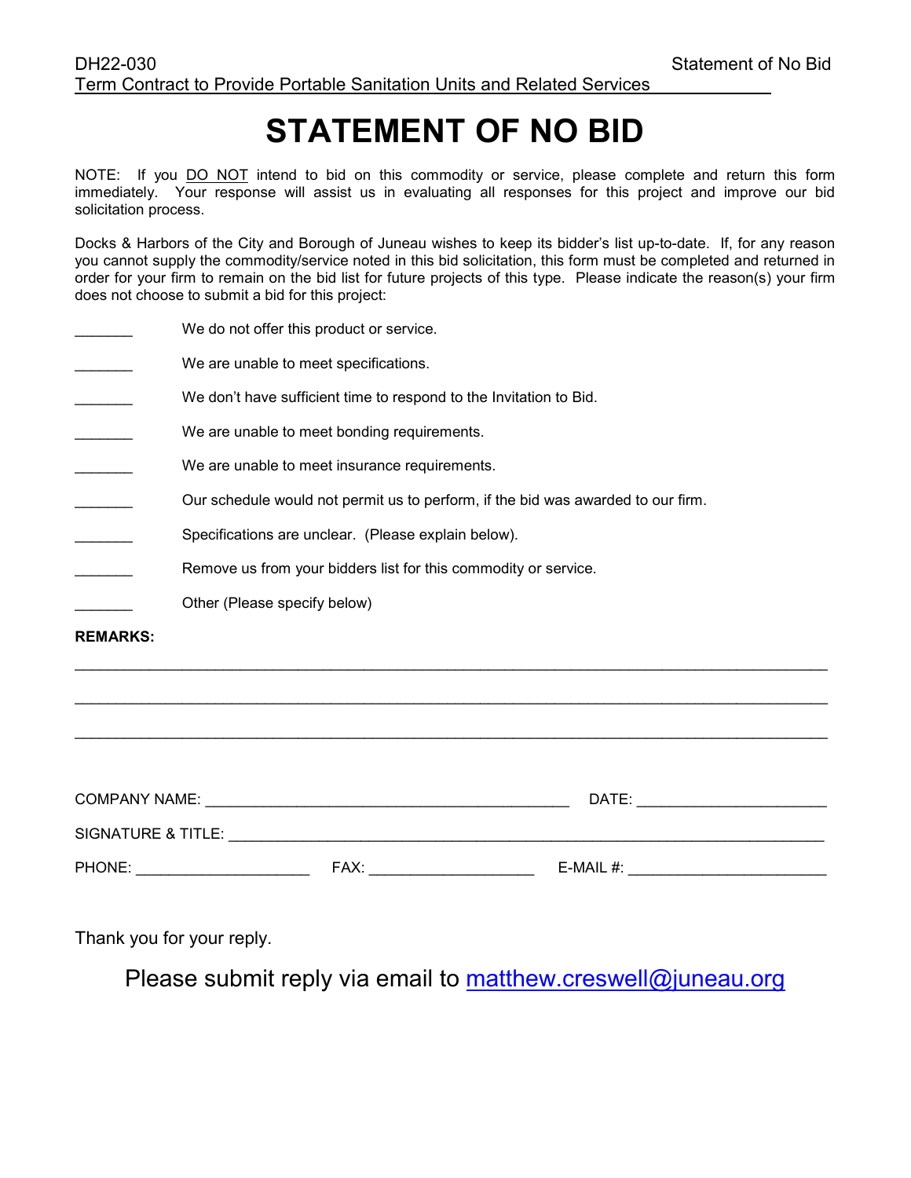# STATEMENT OF NO BID

NOTE: If you DO NOT intend to bid on this commodity or service, please complete and return this form immediately. Your response will assist us in evaluating all responses for this project and improve our bid solicitation process.

Docks & Harbors of the City and Borough of Juneau wishes to keep its bidder's list up-to-date. If, for any reason you cannot supply the commodity/service noted in this bid solicitation, this form must be completed and returned in order for your firm to remain on the bid list for future projects of this type. Please indicate the reason(s) your firm does not choose to submit a bid for this project:

_______ We do not offer this product or service.

_______ We are unable to meet specifications.

_______ We don't have sufficient time to respond to the Invitation to Bid.

_______ We are unable to meet bonding requirements.

_______ We are unable to meet insurance requirements.

_______ Our schedule would not permit us to perform, if the bid was awarded to our firm.

_______ Specifications are unclear. (Please explain below).

_______ Remove us from your bidders list for this commodity or service.

_______ Other (Please specify below)

**REMARKS:**

_______________________________________________________________________________

_______________________________________________________________________________

_______________________________________________________________________________

COMPANY NAME: ______________________________________ DATE: ____________________

SIGNATURE & TITLE: ________________________________________________________________

PHONE: ___________________ FAX: __________________ E-MAIL #: ______________________

Thank you for your reply.

Please submit reply via email to matthew.creswell@juneau.org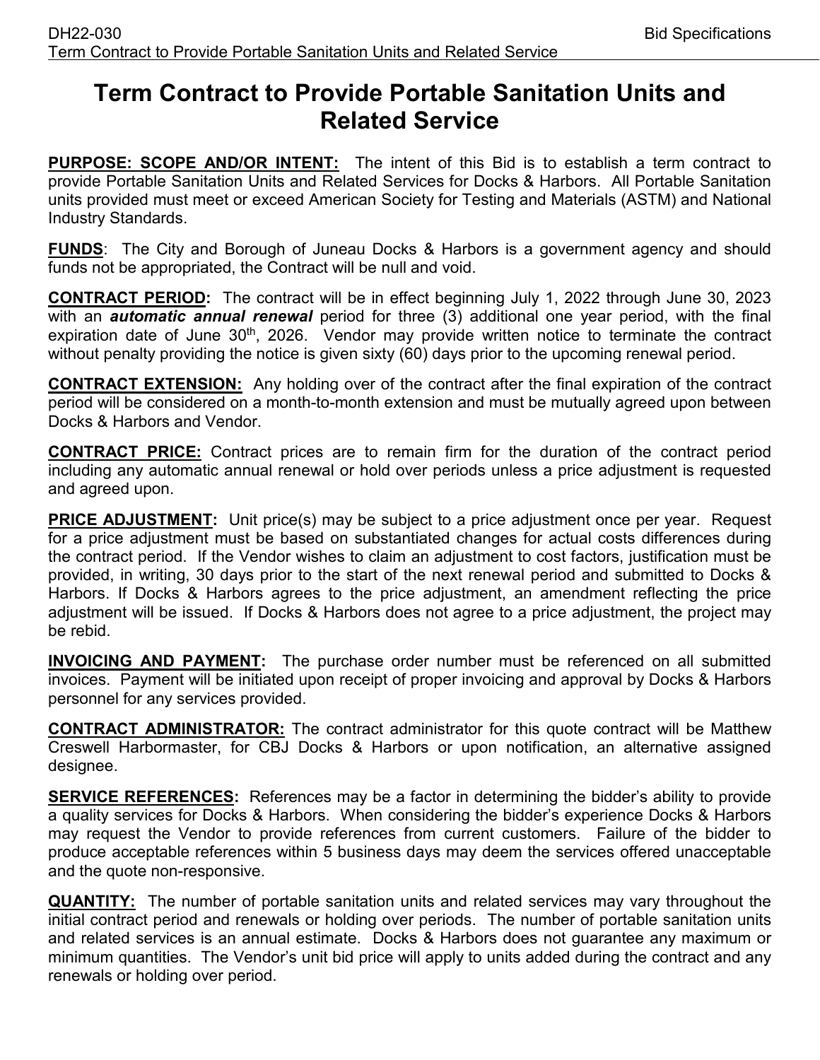# Term Contract to Provide Portable Sanitation Units and Related Service

**PURPOSE: SCOPE AND/OR INTENT:** The intent of this Bid is to establish a term contract to provide Portable Sanitation Units and Related Services for Docks & Harbors. All Portable Sanitation units provided must meet or exceed American Society for Testing and Materials (ASTM) and National Industry Standards.

**FUNDS**: The City and Borough of Juneau Docks & Harbors is a government agency and should funds not be appropriated, the Contract will be null and void.

**CONTRACT PERIOD:** The contract will be in effect beginning July 1, 2022 through June 30, 2023 with an ***automatic annual renewal*** period for three (3) additional one year period, with the final expiration date of June 30th, 2026. Vendor may provide written notice to terminate the contract without penalty providing the notice is given sixty (60) days prior to the upcoming renewal period.

**CONTRACT EXTENSION:** Any holding over of the contract after the final expiration of the contract period will be considered on a month-to-month extension and must be mutually agreed upon between Docks & Harbors and Vendor.

**CONTRACT PRICE:** Contract prices are to remain firm for the duration of the contract period including any automatic annual renewal or hold over periods unless a price adjustment is requested and agreed upon.

**PRICE ADJUSTMENT:** Unit price(s) may be subject to a price adjustment once per year. Request for a price adjustment must be based on substantiated changes for actual costs differences during the contract period. If the Vendor wishes to claim an adjustment to cost factors, justification must be provided, in writing, 30 days prior to the start of the next renewal period and submitted to Docks & Harbors. If Docks & Harbors agrees to the price adjustment, an amendment reflecting the price adjustment will be issued. If Docks & Harbors does not agree to a price adjustment, the project may be rebid.

**INVOICING AND PAYMENT:** The purchase order number must be referenced on all submitted invoices. Payment will be initiated upon receipt of proper invoicing and approval by Docks & Harbors personnel for any services provided.

**CONTRACT ADMINISTRATOR:** The contract administrator for this quote contract will be Matthew Creswell Harbormaster, for CBJ Docks & Harbors or upon notification, an alternative assigned designee.

**SERVICE REFERENCES:** References may be a factor in determining the bidder's ability to provide a quality services for Docks & Harbors. When considering the bidder's experience Docks & Harbors may request the Vendor to provide references from current customers. Failure of the bidder to produce acceptable references within 5 business days may deem the services offered unacceptable and the quote non-responsive.

**QUANTITY:** The number of portable sanitation units and related services may vary throughout the initial contract period and renewals or holding over periods. The number of portable sanitation units and related services is an annual estimate. Docks & Harbors does not guarantee any maximum or minimum quantities. The Vendor's unit bid price will apply to units added during the contract and any renewals or holding over period.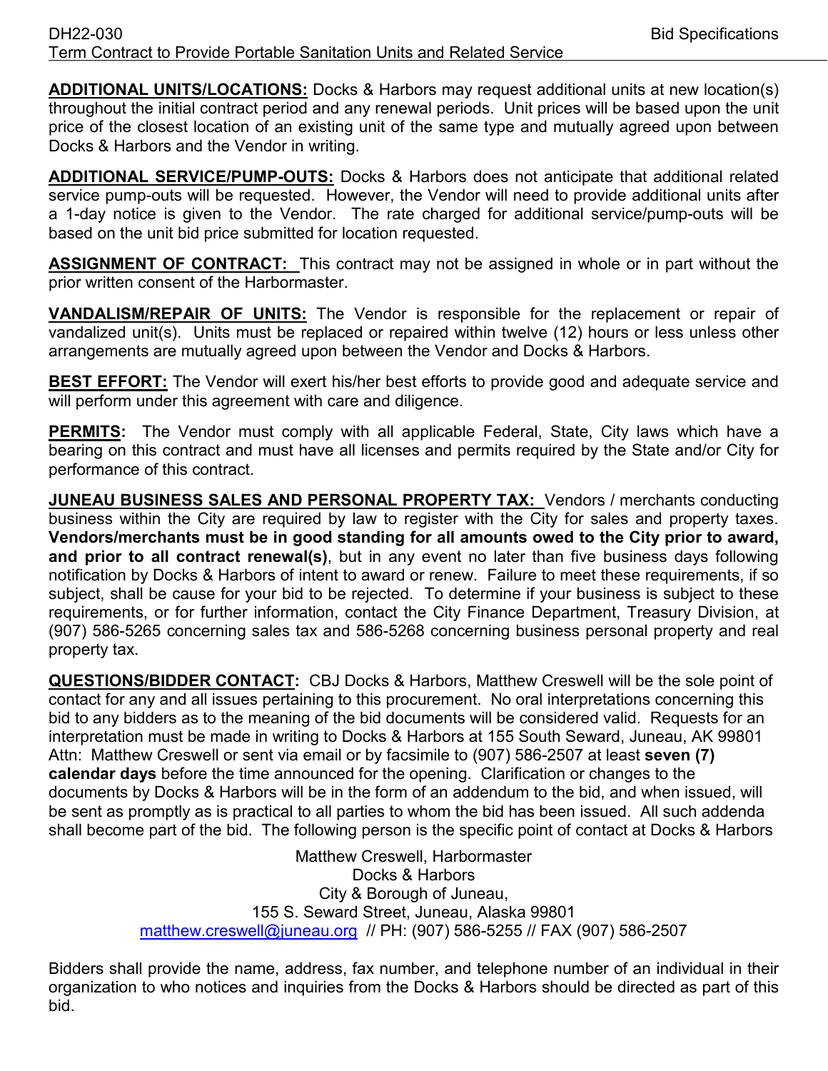**ADDITIONAL UNITS/LOCATIONS:** Docks & Harbors may request additional units at new location(s) throughout the initial contract period and any renewal periods. Unit prices will be based upon the unit price of the closest location of an existing unit of the same type and mutually agreed upon between Docks & Harbors and the Vendor in writing.

**ADDITIONAL SERVICE/PUMP-OUTS:** Docks & Harbors does not anticipate that additional related service pump-outs will be requested. However, the Vendor will need to provide additional units after a 1-day notice is given to the Vendor. The rate charged for additional service/pump-outs will be based on the unit bid price submitted for location requested.

**ASSIGNMENT OF CONTRACT:** This contract may not be assigned in whole or in part without the prior written consent of the Harbormaster.

**VANDALISM/REPAIR OF UNITS:** The Vendor is responsible for the replacement or repair of vandalized unit(s). Units must be replaced or repaired within twelve (12) hours or less unless other arrangements are mutually agreed upon between the Vendor and Docks & Harbors.

**BEST EFFORT:** The Vendor will exert his/her best efforts to provide good and adequate service and will perform under this agreement with care and diligence.

**PERMITS:** The Vendor must comply with all applicable Federal, State, City laws which have a bearing on this contract and must have all licenses and permits required by the State and/or City for performance of this contract.

**JUNEAU BUSINESS SALES AND PERSONAL PROPERTY TAX:** Vendors / merchants conducting business within the City are required by law to register with the City for sales and property taxes. **Vendors/merchants must be in good standing for all amounts owed to the City prior to award, and prior to all contract renewal(s)**, but in any event no later than five business days following notification by Docks & Harbors of intent to award or renew. Failure to meet these requirements, if so subject, shall be cause for your bid to be rejected. To determine if your business is subject to these requirements, or for further information, contact the City Finance Department, Treasury Division, at (907) 586-5265 concerning sales tax and 586-5268 concerning business personal property and real property tax.

**QUESTIONS/BIDDER CONTACT:** CBJ Docks & Harbors, Matthew Creswell will be the sole point of contact for any and all issues pertaining to this procurement. No oral interpretations concerning this bid to any bidders as to the meaning of the bid documents will be considered valid. Requests for an interpretation must be made in writing to Docks & Harbors at 155 South Seward, Juneau, AK 99801 Attn: Matthew Creswell or sent via email or by facsimile to (907) 586-2507 at least **seven (7) calendar days** before the time announced for the opening. Clarification or changes to the documents by Docks & Harbors will be in the form of an addendum to the bid, and when issued, will be sent as promptly as is practical to all parties to whom the bid has been issued. All such addenda shall become part of the bid. The following person is the specific point of contact at Docks & Harbors

Matthew Creswell, Harbormaster
Docks & Harbors
City & Borough of Juneau,
155 S. Seward Street, Juneau, Alaska 99801
matthew.creswell@juneau.org // PH: (907) 586-5255 // FAX (907) 586-2507

Bidders shall provide the name, address, fax number, and telephone number of an individual in their organization to who notices and inquiries from the Docks & Harbors should be directed as part of this bid.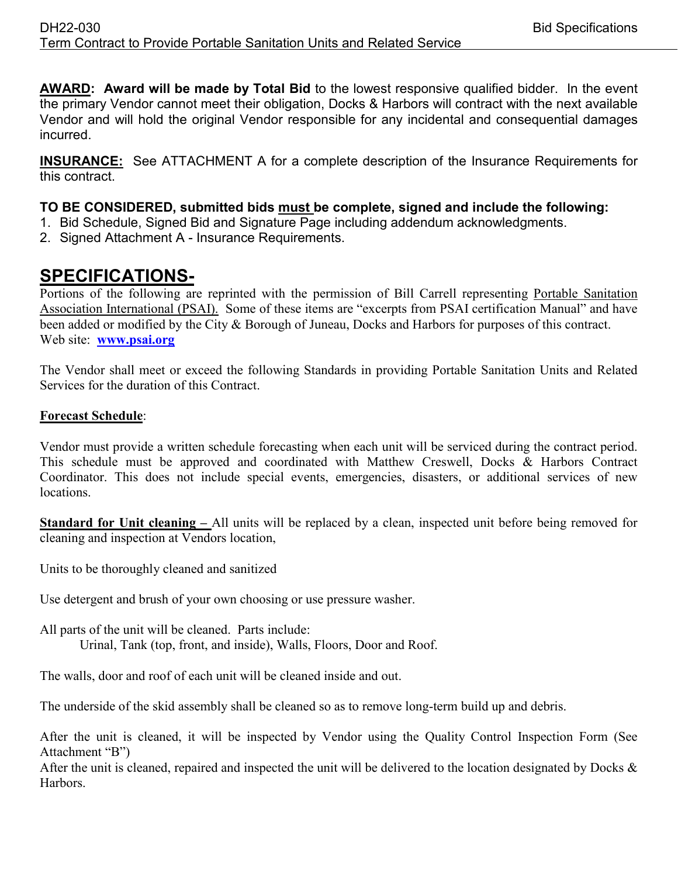**AWARD: Award will be made by Total Bid** to the lowest responsive qualified bidder. In the event the primary Vendor cannot meet their obligation, Docks & Harbors will contract with the next available Vendor and will hold the original Vendor responsible for any incidental and consequential damages incurred.

**INSURANCE:** See ATTACHMENT A for a complete description of the Insurance Requirements for this contract.

**TO BE CONSIDERED, submitted bids must be complete, signed and include the following:**

1. Bid Schedule, Signed Bid and Signature Page including addendum acknowledgments.
2. Signed Attachment A - Insurance Requirements.

## SPECIFICATIONS-

Portions of the following are reprinted with the permission of Bill Carrell representing Portable Sanitation Association International (PSAI). Some of these items are "excerpts from PSAI certification Manual" and have been added or modified by the City & Borough of Juneau, Docks and Harbors for purposes of this contract. Web site: **www.psai.org**

The Vendor shall meet or exceed the following Standards in providing Portable Sanitation Units and Related Services for the duration of this Contract.

**Forecast Schedule**:

Vendor must provide a written schedule forecasting when each unit will be serviced during the contract period. This schedule must be approved and coordinated with Matthew Creswell, Docks & Harbors Contract Coordinator. This does not include special events, emergencies, disasters, or additional services of new locations.

**Standard for Unit cleaning –** All units will be replaced by a clean, inspected unit before being removed for cleaning and inspection at Vendors location,

Units to be thoroughly cleaned and sanitized

Use detergent and brush of your own choosing or use pressure washer.

All parts of the unit will be cleaned. Parts include:
  Urinal, Tank (top, front, and inside), Walls, Floors, Door and Roof.

The walls, door and roof of each unit will be cleaned inside and out.

The underside of the skid assembly shall be cleaned so as to remove long-term build up and debris.

After the unit is cleaned, it will be inspected by Vendor using the Quality Control Inspection Form (See Attachment "B")
After the unit is cleaned, repaired and inspected the unit will be delivered to the location designated by Docks & Harbors.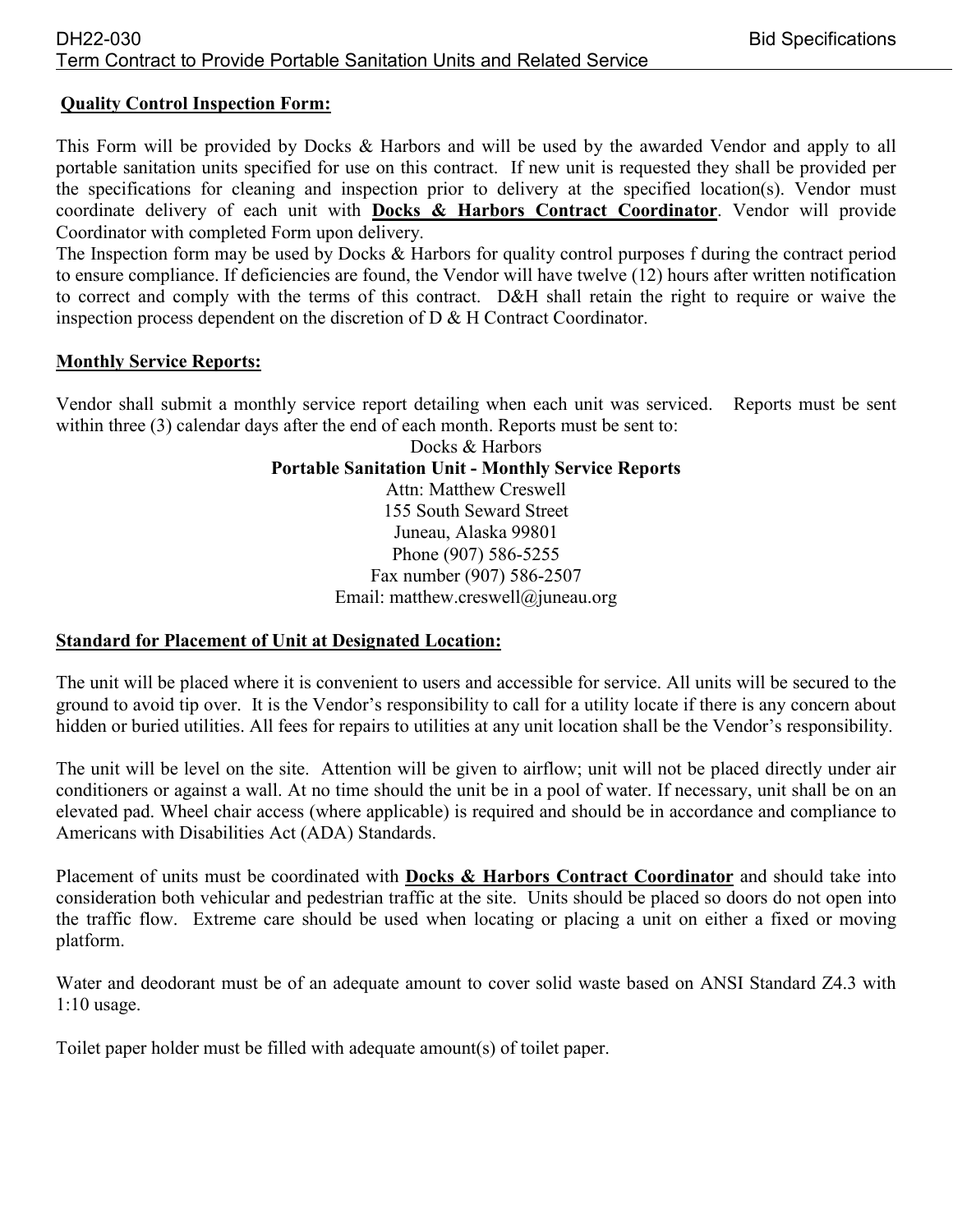**Quality Control Inspection Form:**

This Form will be provided by Docks & Harbors and will be used by the awarded Vendor and apply to all portable sanitation units specified for use on this contract. If new unit is requested they shall be provided per the specifications for cleaning and inspection prior to delivery at the specified location(s). Vendor must coordinate delivery of each unit with **Docks & Harbors Contract Coordinator**. Vendor will provide Coordinator with completed Form upon delivery.
The Inspection form may be used by Docks & Harbors for quality control purposes f during the contract period to ensure compliance. If deficiencies are found, the Vendor will have twelve (12) hours after written notification to correct and comply with the terms of this contract. D&H shall retain the right to require or waive the inspection process dependent on the discretion of D & H Contract Coordinator.

**Monthly Service Reports:**

Vendor shall submit a monthly service report detailing when each unit was serviced. Reports must be sent within three (3) calendar days after the end of each month. Reports must be sent to:

Docks & Harbors
**Portable Sanitation Unit - Monthly Service Reports**
Attn: Matthew Creswell
155 South Seward Street
Juneau, Alaska 99801
Phone (907) 586-5255
Fax number (907) 586-2507
Email: matthew.creswell@juneau.org

**Standard for Placement of Unit at Designated Location:**

The unit will be placed where it is convenient to users and accessible for service. All units will be secured to the ground to avoid tip over. It is the Vendor's responsibility to call for a utility locate if there is any concern about hidden or buried utilities. All fees for repairs to utilities at any unit location shall be the Vendor's responsibility.

The unit will be level on the site. Attention will be given to airflow; unit will not be placed directly under air conditioners or against a wall. At no time should the unit be in a pool of water. If necessary, unit shall be on an elevated pad. Wheel chair access (where applicable) is required and should be in accordance and compliance to Americans with Disabilities Act (ADA) Standards.

Placement of units must be coordinated with **Docks & Harbors Contract Coordinator** and should take into consideration both vehicular and pedestrian traffic at the site. Units should be placed so doors do not open into the traffic flow. Extreme care should be used when locating or placing a unit on either a fixed or moving platform.

Water and deodorant must be of an adequate amount to cover solid waste based on ANSI Standard Z4.3 with 1:10 usage.

Toilet paper holder must be filled with adequate amount(s) of toilet paper.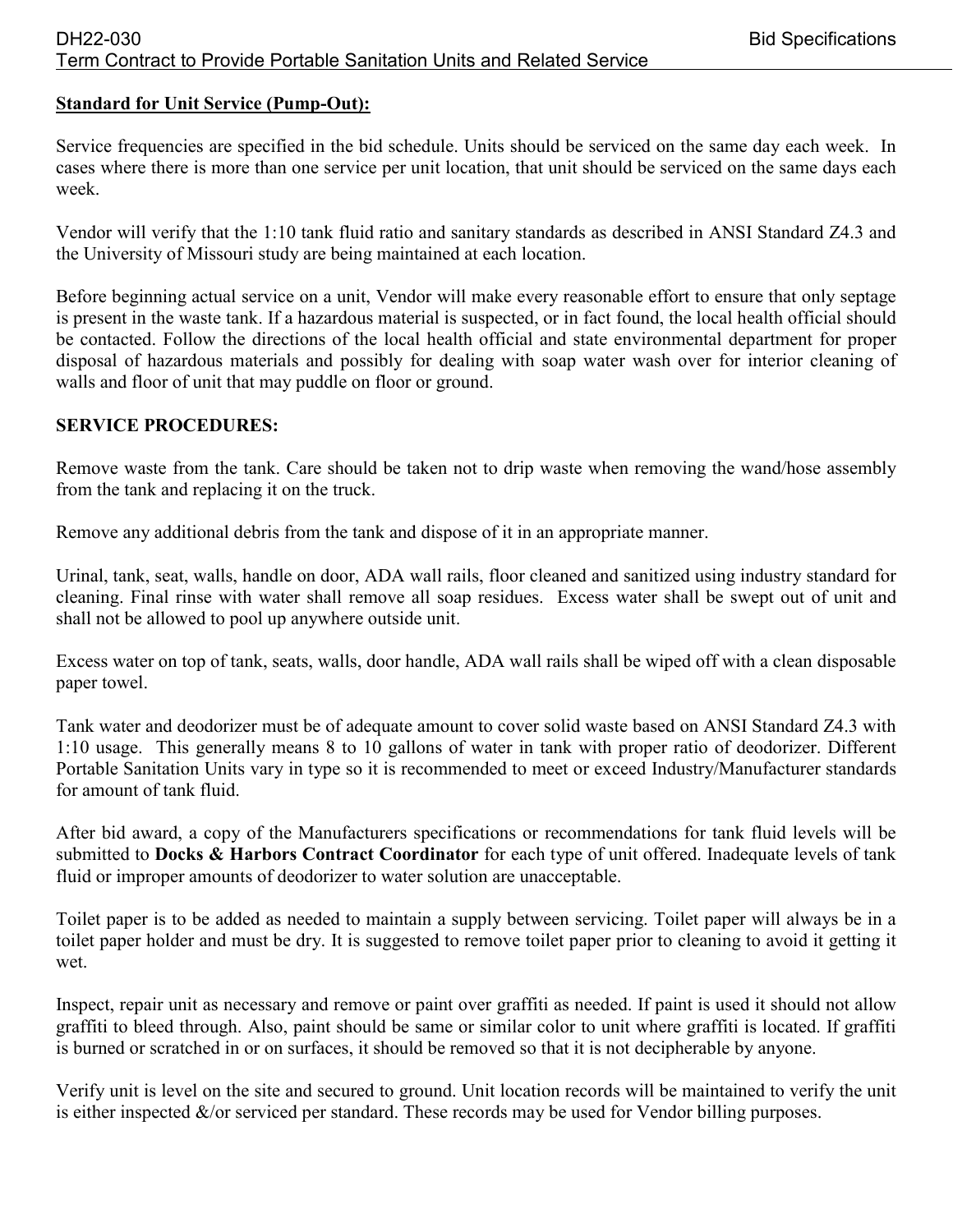**Standard for Unit Service (Pump-Out):**

Service frequencies are specified in the bid schedule. Units should be serviced on the same day each week. In cases where there is more than one service per unit location, that unit should be serviced on the same days each week.

Vendor will verify that the 1:10 tank fluid ratio and sanitary standards as described in ANSI Standard Z4.3 and the University of Missouri study are being maintained at each location.

Before beginning actual service on a unit, Vendor will make every reasonable effort to ensure that only septage is present in the waste tank. If a hazardous material is suspected, or in fact found, the local health official should be contacted. Follow the directions of the local health official and state environmental department for proper disposal of hazardous materials and possibly for dealing with soap water wash over for interior cleaning of walls and floor of unit that may puddle on floor or ground.

**SERVICE PROCEDURES:**

Remove waste from the tank. Care should be taken not to drip waste when removing the wand/hose assembly from the tank and replacing it on the truck.

Remove any additional debris from the tank and dispose of it in an appropriate manner.

Urinal, tank, seat, walls, handle on door, ADA wall rails, floor cleaned and sanitized using industry standard for cleaning. Final rinse with water shall remove all soap residues. Excess water shall be swept out of unit and shall not be allowed to pool up anywhere outside unit.

Excess water on top of tank, seats, walls, door handle, ADA wall rails shall be wiped off with a clean disposable paper towel.

Tank water and deodorizer must be of adequate amount to cover solid waste based on ANSI Standard Z4.3 with 1:10 usage. This generally means 8 to 10 gallons of water in tank with proper ratio of deodorizer. Different Portable Sanitation Units vary in type so it is recommended to meet or exceed Industry/Manufacturer standards for amount of tank fluid.

After bid award, a copy of the Manufacturers specifications or recommendations for tank fluid levels will be submitted to **Docks & Harbors Contract Coordinator** for each type of unit offered. Inadequate levels of tank fluid or improper amounts of deodorizer to water solution are unacceptable.

Toilet paper is to be added as needed to maintain a supply between servicing. Toilet paper will always be in a toilet paper holder and must be dry. It is suggested to remove toilet paper prior to cleaning to avoid it getting it wet.

Inspect, repair unit as necessary and remove or paint over graffiti as needed. If paint is used it should not allow graffiti to bleed through. Also, paint should be same or similar color to unit where graffiti is located. If graffiti is burned or scratched in or on surfaces, it should be removed so that it is not decipherable by anyone.

Verify unit is level on the site and secured to ground. Unit location records will be maintained to verify the unit is either inspected &/or serviced per standard. These records may be used for Vendor billing purposes.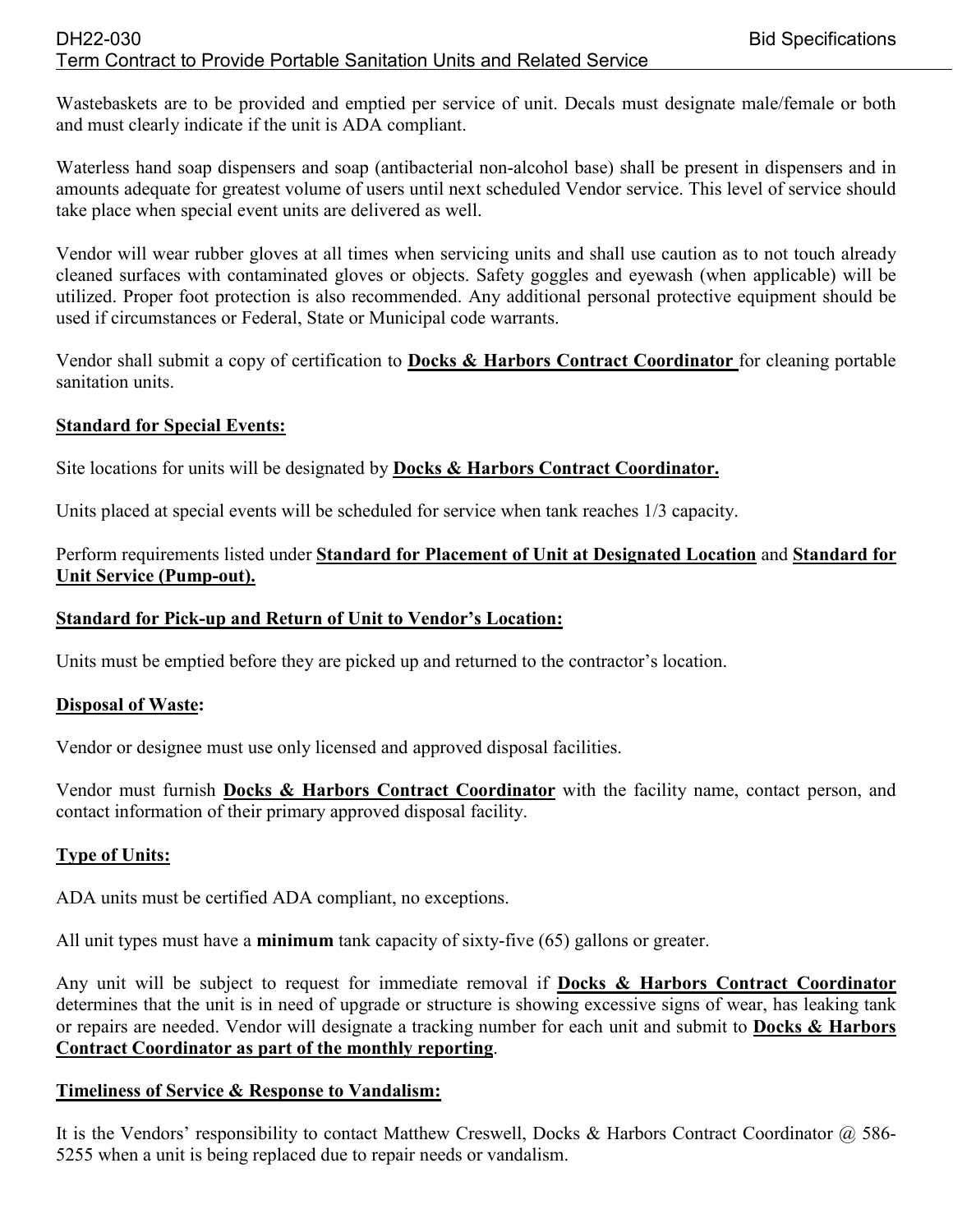Wastebaskets are to be provided and emptied per service of unit. Decals must designate male/female or both and must clearly indicate if the unit is ADA compliant.

Waterless hand soap dispensers and soap (antibacterial non-alcohol base) shall be present in dispensers and in amounts adequate for greatest volume of users until next scheduled Vendor service. This level of service should take place when special event units are delivered as well.

Vendor will wear rubber gloves at all times when servicing units and shall use caution as to not touch already cleaned surfaces with contaminated gloves or objects. Safety goggles and eyewash (when applicable) will be utilized. Proper foot protection is also recommended. Any additional personal protective equipment should be used if circumstances or Federal, State or Municipal code warrants.

Vendor shall submit a copy of certification to **Docks & Harbors Contract Coordinator** for cleaning portable sanitation units.

**Standard for Special Events:**

Site locations for units will be designated by **Docks & Harbors Contract Coordinator.**

Units placed at special events will be scheduled for service when tank reaches 1/3 capacity.

Perform requirements listed under **Standard for Placement of Unit at Designated Location** and **Standard for Unit Service (Pump-out).**

**Standard for Pick-up and Return of Unit to Vendor's Location:**

Units must be emptied before they are picked up and returned to the contractor's location.

**Disposal of Waste:**

Vendor or designee must use only licensed and approved disposal facilities.

Vendor must furnish **Docks & Harbors Contract Coordinator** with the facility name, contact person, and contact information of their primary approved disposal facility.

**Type of Units:**

ADA units must be certified ADA compliant, no exceptions.

All unit types must have a **minimum** tank capacity of sixty-five (65) gallons or greater.

Any unit will be subject to request for immediate removal if **Docks & Harbors Contract Coordinator** determines that the unit is in need of upgrade or structure is showing excessive signs of wear, has leaking tank or repairs are needed. Vendor will designate a tracking number for each unit and submit to **Docks & Harbors Contract Coordinator as part of the monthly reporting**.

**Timeliness of Service & Response to Vandalism:**

It is the Vendors' responsibility to contact Matthew Creswell, Docks & Harbors Contract Coordinator @ 586-5255 when a unit is being replaced due to repair needs or vandalism.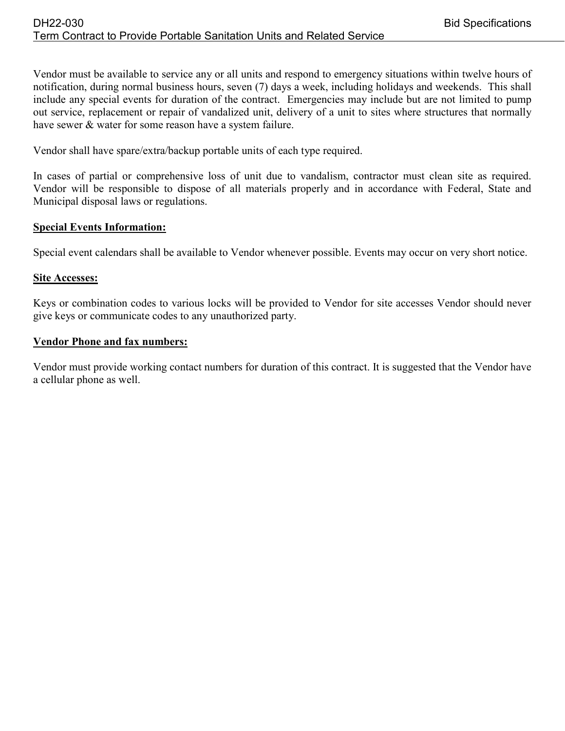Vendor must be available to service any or all units and respond to emergency situations within twelve hours of notification, during normal business hours, seven (7) days a week, including holidays and weekends. This shall include any special events for duration of the contract. Emergencies may include but are not limited to pump out service, replacement or repair of vandalized unit, delivery of a unit to sites where structures that normally have sewer & water for some reason have a system failure.

Vendor shall have spare/extra/backup portable units of each type required.

In cases of partial or comprehensive loss of unit due to vandalism, contractor must clean site as required. Vendor will be responsible to dispose of all materials properly and in accordance with Federal, State and Municipal disposal laws or regulations.

**Special Events Information:**

Special event calendars shall be available to Vendor whenever possible. Events may occur on very short notice.

**Site Accesses:**

Keys or combination codes to various locks will be provided to Vendor for site accesses Vendor should never give keys or communicate codes to any unauthorized party.

**Vendor Phone and fax numbers:**

Vendor must provide working contact numbers for duration of this contract. It is suggested that the Vendor have a cellular phone as well.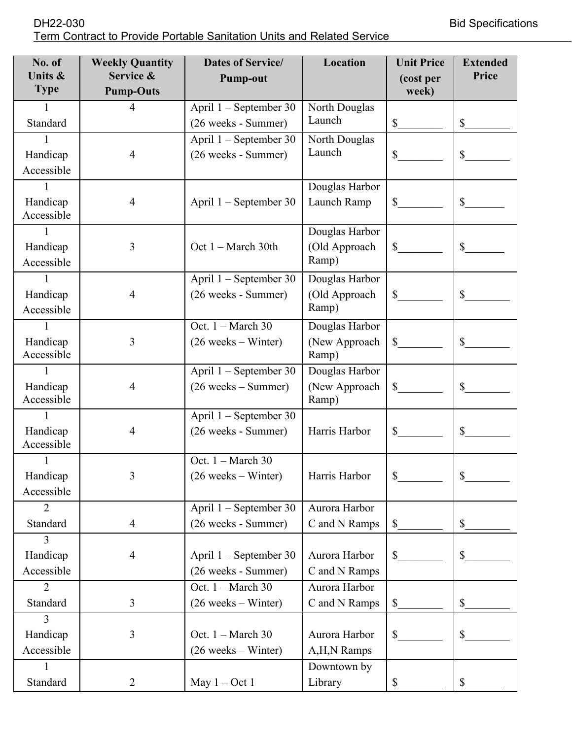| No. of Units & Type | Weekly Quantity Service & Pump-Outs | Dates of Service/ Pump-out | Location | Unit Price (cost per week) | Extended Price |
|---|---|---|---|---|---|
| 1 Standard | 4 | April 1 – September 30 (26 weeks - Summer) | North Douglas Launch | $________ | $________ |
| 1 Handicap Accessible | 4 | April 1 – September 30 (26 weeks - Summer) | North Douglas Launch | $________ | $________ |
| 1 Handicap Accessible | 4 | April 1 – September 30 | Douglas Harbor Launch Ramp | $________ | $_______ |
| 1 Handicap Accessible | 3 | Oct 1 – March 30th | Douglas Harbor (Old Approach Ramp) | $________ | $_______ |
| 1 Handicap Accessible | 4 | April 1 – September 30 (26 weeks - Summer) | Douglas Harbor (Old Approach Ramp) | $________ | $________ |
| 1 Handicap Accessible | 3 | Oct. 1 – March 30 (26 weeks – Winter) | Douglas Harbor (New Approach Ramp) | $________ | $________ |
| 1 Handicap Accessible | 4 | April 1 – September 30 (26 weeks – Summer) | Douglas Harbor (New Approach Ramp) | $________ | $________ |
| 1 Handicap Accessible | 4 | April 1 – September 30 (26 weeks - Summer) | Harris Harbor | $________ | $________ |
| 1 Handicap Accessible | 3 | Oct. 1 – March 30 (26 weeks – Winter) | Harris Harbor | $________ | $________ |
| 2 Standard | 4 | April 1 – September 30 (26 weeks - Summer) | Aurora Harbor C and N Ramps | $________ | $________ |
| 3 Handicap Accessible | 4 | April 1 – September 30 (26 weeks - Summer) | Aurora Harbor C and N Ramps | $________ | $________ |
| 2 Standard | 3 | Oct. 1 – March 30 (26 weeks – Winter) | Aurora Harbor C and N Ramps | $________ | $________ |
| 3 Handicap Accessible | 3 | Oct. 1 – March 30 (26 weeks – Winter) | Aurora Harbor A,H,N Ramps | $________ | $________ |
| 1 Standard | 2 | May 1 – Oct 1 | Downtown by Library | $________ | $_______ |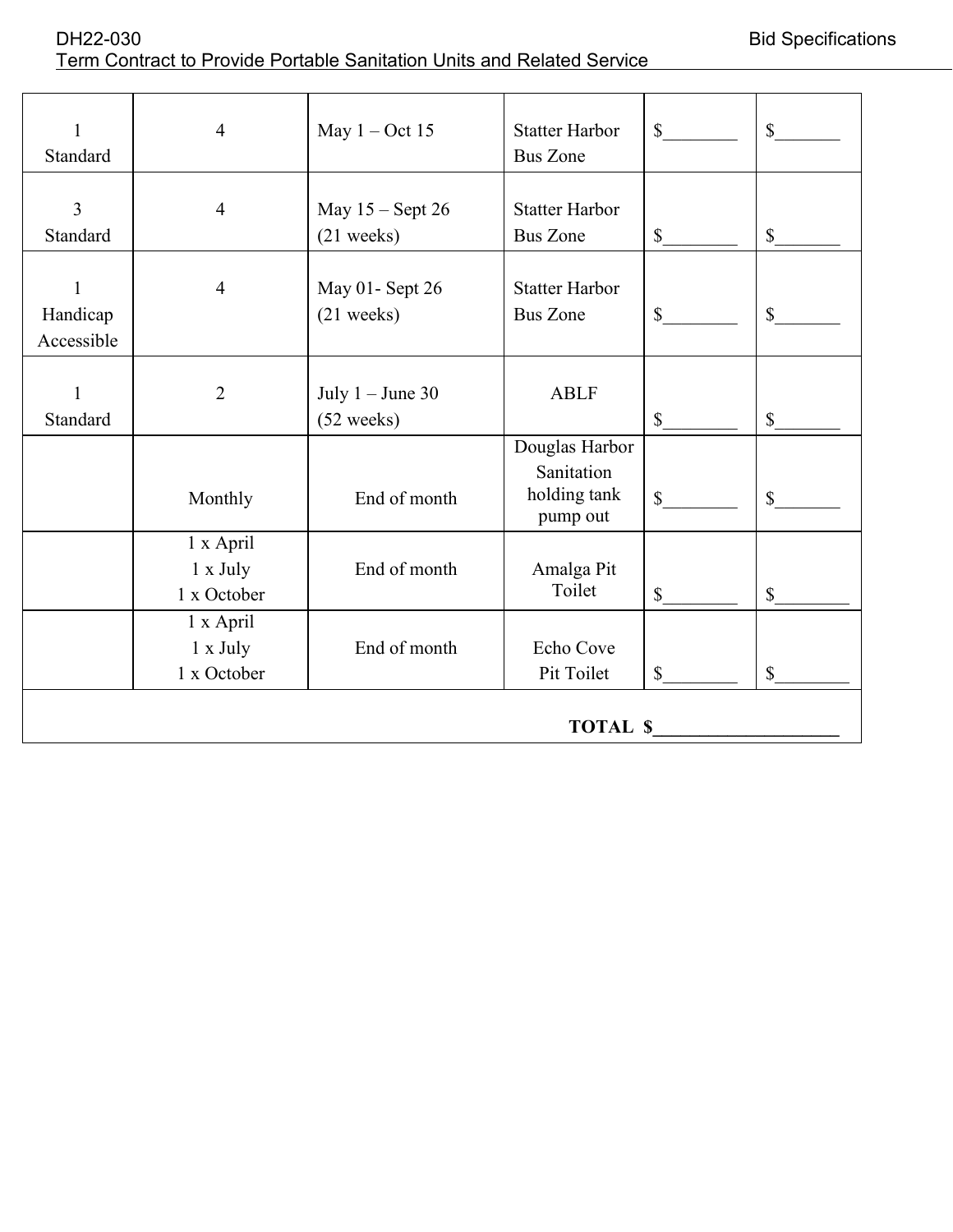| | | | | | |
|---|---|---|---|---|---|
| 1 Standard | 4 | May 1 – Oct 15 | Statter Harbor Bus Zone | $________ | $_______ |
| 3 Standard | 4 | May 15 – Sept 26 (21 weeks) | Statter Harbor Bus Zone | $________ | $_______ |
| 1 Handicap Accessible | 4 | May 01- Sept 26 (21 weeks) | Statter Harbor Bus Zone | $________ | $_______ |
| 1 Standard | 2 | July 1 – June 30 (52 weeks) | ABLF | $________ | $_______ |
| | Monthly | End of month | Douglas Harbor Sanitation holding tank pump out | $________ | $_______ |
| | 1 x April 1 x July 1 x October | End of month | Amalga Pit Toilet | $________ | $________ |
| | 1 x April 1 x July 1 x October | End of month | Echo Cove Pit Toilet | $________ | $________ |
| | | | | **TOTAL $____________________** | |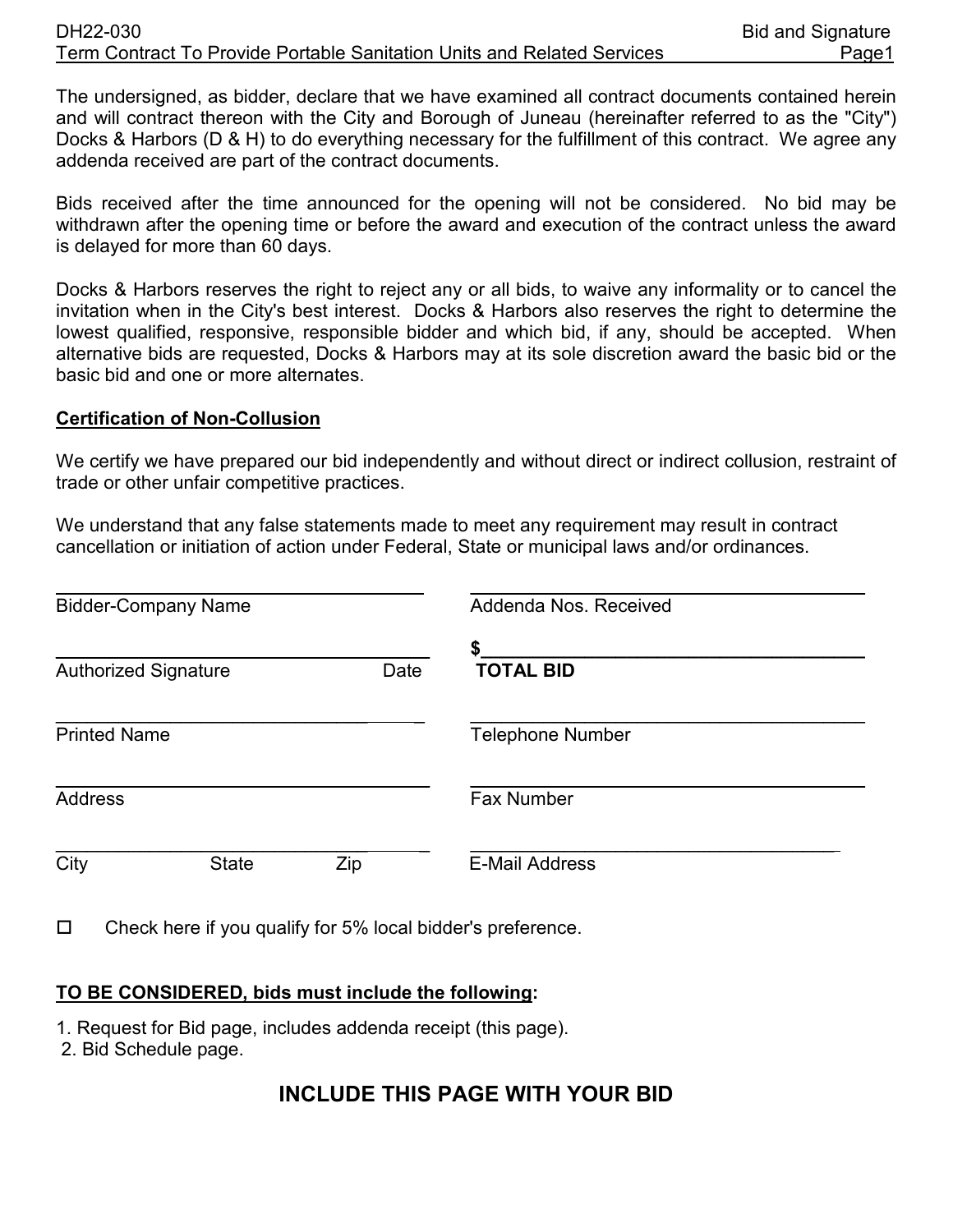The undersigned, as bidder, declare that we have examined all contract documents contained herein and will contract thereon with the City and Borough of Juneau (hereinafter referred to as the "City") Docks & Harbors (D & H) to do everything necessary for the fulfillment of this contract. We agree any addenda received are part of the contract documents.

Bids received after the time announced for the opening will not be considered. No bid may be withdrawn after the opening time or before the award and execution of the contract unless the award is delayed for more than 60 days.

Docks & Harbors reserves the right to reject any or all bids, to waive any informality or to cancel the invitation when in the City's best interest. Docks & Harbors also reserves the right to determine the lowest qualified, responsive, responsible bidder and which bid, if any, should be accepted. When alternative bids are requested, Docks & Harbors may at its sole discretion award the basic bid or the basic bid and one or more alternates.

**Certification of Non-Collusion**

We certify we have prepared our bid independently and without direct or indirect collusion, restraint of trade or other unfair competitive practices.

We understand that any false statements made to meet any requirement may result in contract cancellation or initiation of action under Federal, State or municipal laws and/or ordinances.

| | |
|---|---|
| ______________________________ | ______________________________ |
| Bidder-Company Name | Addenda Nos. Received |
| ______________________________ | $_____________________________ |
| Authorized Signature Date | **TOTAL BID** |
| ______________________________ | ______________________________ |
| Printed Name | Telephone Number |
| ______________________________ | ______________________________ |
| Address | Fax Number |
| ______________________________ | ______________________________ |
| City State Zip | E-Mail Address |

☐ Check here if you qualify for 5% local bidder's preference.

**TO BE CONSIDERED, bids must include the following:**

1. Request for Bid page, includes addenda receipt (this page).
2. Bid Schedule page.

## INCLUDE THIS PAGE WITH YOUR BID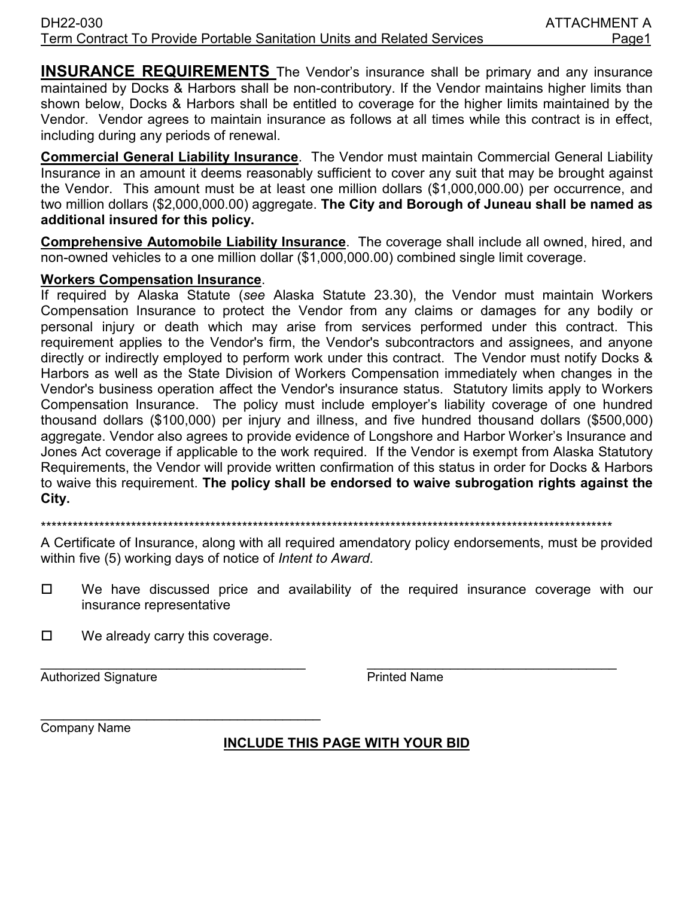**INSURANCE REQUIREMENTS** The Vendor's insurance shall be primary and any insurance maintained by Docks & Harbors shall be non-contributory. If the Vendor maintains higher limits than shown below, Docks & Harbors shall be entitled to coverage for the higher limits maintained by the Vendor. Vendor agrees to maintain insurance as follows at all times while this contract is in effect, including during any periods of renewal.

**Commercial General Liability Insurance**. The Vendor must maintain Commercial General Liability Insurance in an amount it deems reasonably sufficient to cover any suit that may be brought against the Vendor. This amount must be at least one million dollars ($1,000,000.00) per occurrence, and two million dollars ($2,000,000.00) aggregate. **The City and Borough of Juneau shall be named as additional insured for this policy.**

**Comprehensive Automobile Liability Insurance**. The coverage shall include all owned, hired, and non-owned vehicles to a one million dollar ($1,000,000.00) combined single limit coverage.

**Workers Compensation Insurance**.
If required by Alaska Statute (*see* Alaska Statute 23.30), the Vendor must maintain Workers Compensation Insurance to protect the Vendor from any claims or damages for any bodily or personal injury or death which may arise from services performed under this contract. This requirement applies to the Vendor's firm, the Vendor's subcontractors and assignees, and anyone directly or indirectly employed to perform work under this contract. The Vendor must notify Docks & Harbors as well as the State Division of Workers Compensation immediately when changes in the Vendor's business operation affect the Vendor's insurance status. Statutory limits apply to Workers Compensation Insurance. The policy must include employer's liability coverage of one hundred thousand dollars ($100,000) per injury and illness, and five hundred thousand dollars ($500,000) aggregate. Vendor also agrees to provide evidence of Longshore and Harbor Worker's Insurance and Jones Act coverage if applicable to the work required. If the Vendor is exempt from Alaska Statutory Requirements, the Vendor will provide written confirmation of this status in order for Docks & Harbors to waive this requirement. **The policy shall be endorsed to waive subrogation rights against the City.**

***************************************************************************************************************

A Certificate of Insurance, along with all required amendatory policy endorsements, must be provided within five (5) working days of notice of *Intent to Award*.

- ☐ We have discussed price and availability of the required insurance coverage with our insurance representative

- ☐ We already carry this coverage.

_______________________________________ _______________________________________
Authorized Signature Printed Name

_______________________________________
Company Name

**INCLUDE THIS PAGE WITH YOUR BID**